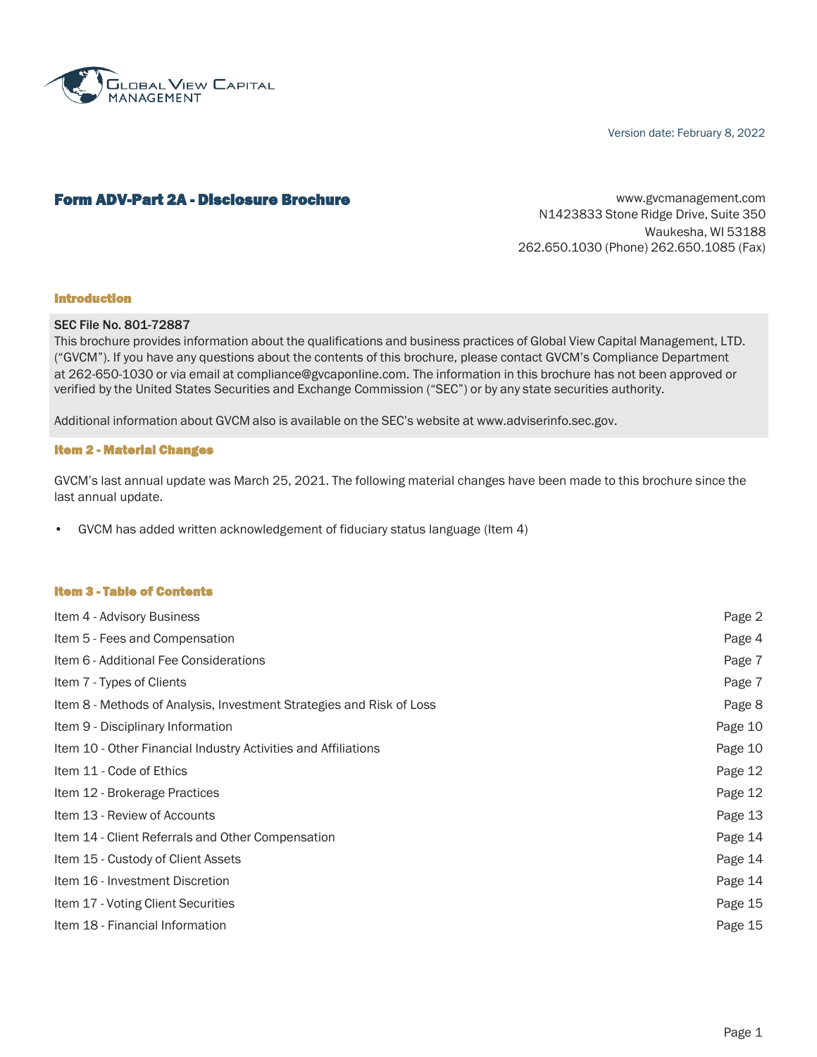GLOBAL VIEW CAPITAL MANAGEMENT

Version date: February 8, 2022

# Form ADV-Part 2A - Disclosure Brochure

www.gvcmanagement.com
N1423833 Stone Ridge Drive, Suite 350
Waukesha, WI 53188
262.650.1030 (Phone) 262.650.1085 (Fax)

## Introduction

SEC File No. 801-72887

This brochure provides information about the qualifications and business practices of Global View Capital Management, LTD. ("GVCM"). If you have any questions about the contents of this brochure, please contact GVCM's Compliance Department at 262-650-1030 or via email at compliance@gvcaponline.com. The information in this brochure has not been approved or verified by the United States Securities and Exchange Commission ("SEC") or by any state securities authority.

Additional information about GVCM also is available on the SEC's website at www.adviserinfo.sec.gov.

## Item 2 - Material Changes

GVCM's last annual update was March 25, 2021. The following material changes have been made to this brochure since the last annual update.

- GVCM has added written acknowledgement of fiduciary status language (Item 4)

## Item 3 - Table of Contents

| | |
|---|---|
| Item 4 - Advisory Business | Page 2 |
| Item 5 - Fees and Compensation | Page 4 |
| Item 6 - Additional Fee Considerations | Page 7 |
| Item 7 - Types of Clients | Page 7 |
| Item 8 - Methods of Analysis, Investment Strategies and Risk of Loss | Page 8 |
| Item 9 - Disciplinary Information | Page 10 |
| Item 10 - Other Financial Industry Activities and Affiliations | Page 10 |
| Item 11 - Code of Ethics | Page 12 |
| Item 12 - Brokerage Practices | Page 12 |
| Item 13 - Review of Accounts | Page 13 |
| Item 14 - Client Referrals and Other Compensation | Page 14 |
| Item 15 - Custody of Client Assets | Page 14 |
| Item 16 - Investment Discretion | Page 14 |
| Item 17 - Voting Client Securities | Page 15 |
| Item 18 - Financial Information | Page 15 |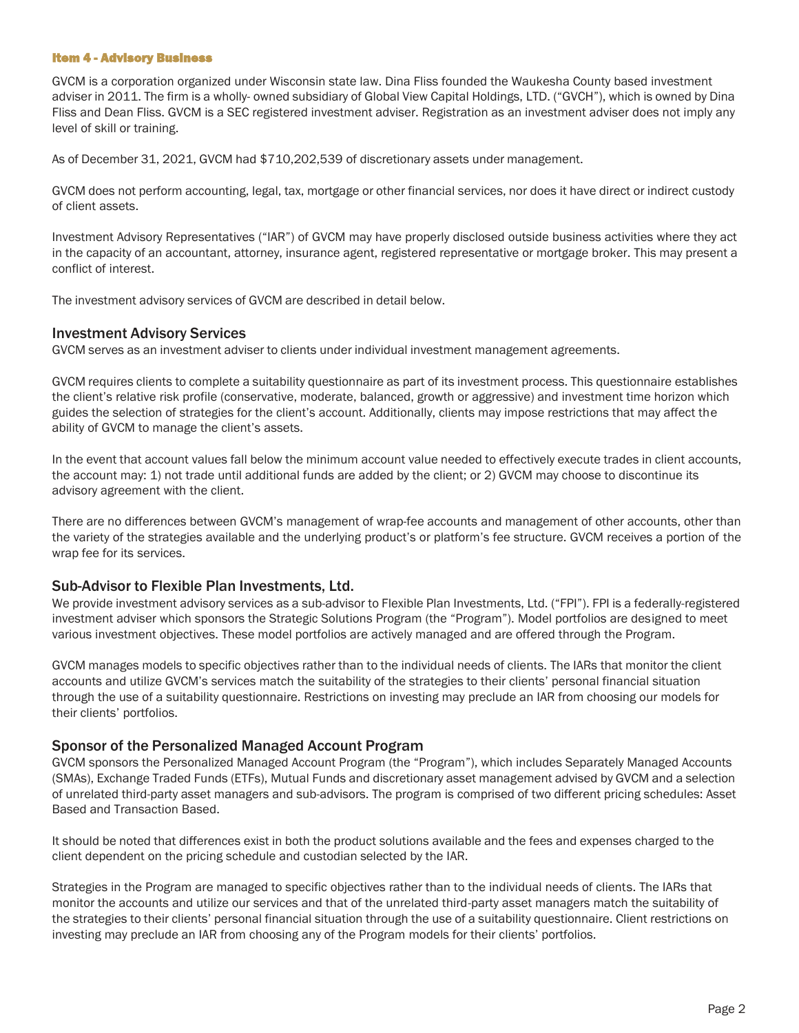## Item 4 - Advisory Business

GVCM is a corporation organized under Wisconsin state law. Dina Fliss founded the Waukesha County based investment adviser in 2011. The firm is a wholly- owned subsidiary of Global View Capital Holdings, LTD. ("GVCH"), which is owned by Dina Fliss and Dean Fliss. GVCM is a SEC registered investment adviser. Registration as an investment adviser does not imply any level of skill or training.

As of December 31, 2021, GVCM had $710,202,539 of discretionary assets under management.

GVCM does not perform accounting, legal, tax, mortgage or other financial services, nor does it have direct or indirect custody of client assets.

Investment Advisory Representatives ("IAR") of GVCM may have properly disclosed outside business activities where they act in the capacity of an accountant, attorney, insurance agent, registered representative or mortgage broker. This may present a conflict of interest.

The investment advisory services of GVCM are described in detail below.

### Investment Advisory Services

GVCM serves as an investment adviser to clients under individual investment management agreements.

GVCM requires clients to complete a suitability questionnaire as part of its investment process. This questionnaire establishes the client's relative risk profile (conservative, moderate, balanced, growth or aggressive) and investment time horizon which guides the selection of strategies for the client's account. Additionally, clients may impose restrictions that may affect the ability of GVCM to manage the client's assets.

In the event that account values fall below the minimum account value needed to effectively execute trades in client accounts, the account may: 1) not trade until additional funds are added by the client; or 2) GVCM may choose to discontinue its advisory agreement with the client.

There are no differences between GVCM's management of wrap-fee accounts and management of other accounts, other than the variety of the strategies available and the underlying product's or platform's fee structure. GVCM receives a portion of the wrap fee for its services.

### Sub-Advisor to Flexible Plan Investments, Ltd.

We provide investment advisory services as a sub-advisor to Flexible Plan Investments, Ltd. ("FPI"). FPI is a federally-registered investment adviser which sponsors the Strategic Solutions Program (the "Program"). Model portfolios are designed to meet various investment objectives. These model portfolios are actively managed and are offered through the Program.

GVCM manages models to specific objectives rather than to the individual needs of clients. The IARs that monitor the client accounts and utilize GVCM's services match the suitability of the strategies to their clients' personal financial situation through the use of a suitability questionnaire. Restrictions on investing may preclude an IAR from choosing our models for their clients' portfolios.

### Sponsor of the Personalized Managed Account Program

GVCM sponsors the Personalized Managed Account Program (the "Program"), which includes Separately Managed Accounts (SMAs), Exchange Traded Funds (ETFs), Mutual Funds and discretionary asset management advised by GVCM and a selection of unrelated third-party asset managers and sub-advisors. The program is comprised of two different pricing schedules: Asset Based and Transaction Based.

It should be noted that differences exist in both the product solutions available and the fees and expenses charged to the client dependent on the pricing schedule and custodian selected by the IAR.

Strategies in the Program are managed to specific objectives rather than to the individual needs of clients. The IARs that monitor the accounts and utilize our services and that of the unrelated third-party asset managers match the suitability of the strategies to their clients' personal financial situation through the use of a suitability questionnaire. Client restrictions on investing may preclude an IAR from choosing any of the Program models for their clients' portfolios.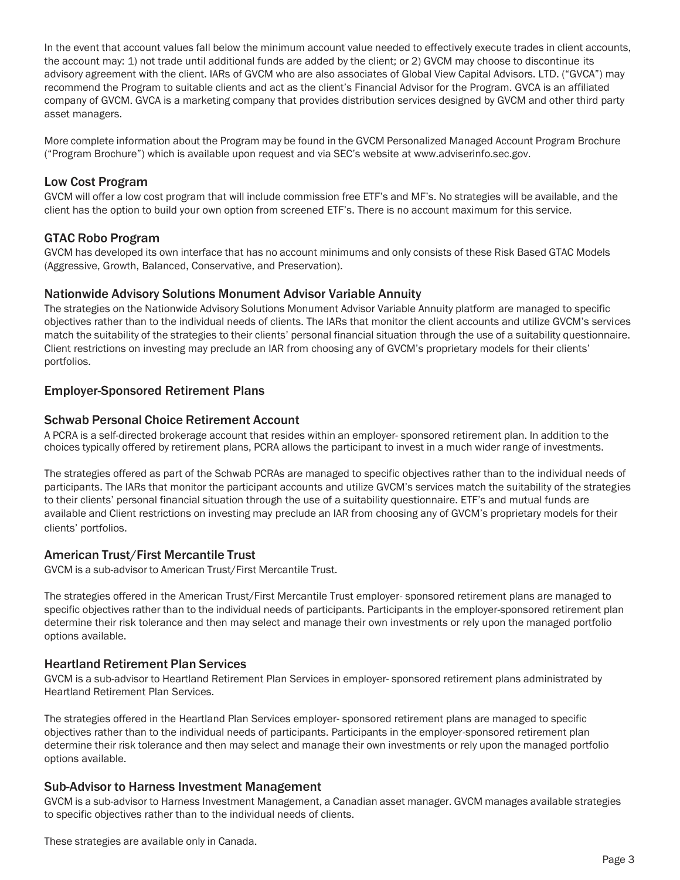In the event that account values fall below the minimum account value needed to effectively execute trades in client accounts, the account may: 1) not trade until additional funds are added by the client; or 2) GVCM may choose to discontinue its advisory agreement with the client. IARs of GVCM who are also associates of Global View Capital Advisors. LTD. ("GVCA") may recommend the Program to suitable clients and act as the client's Financial Advisor for the Program. GVCA is an affiliated company of GVCM. GVCA is a marketing company that provides distribution services designed by GVCM and other third party asset managers.

More complete information about the Program may be found in the GVCM Personalized Managed Account Program Brochure ("Program Brochure") which is available upon request and via SEC's website at www.adviserinfo.sec.gov.

### Low Cost Program

GVCM will offer a low cost program that will include commission free ETF's and MF's. No strategies will be available, and the client has the option to build your own option from screened ETF's. There is no account maximum for this service.

### GTAC Robo Program

GVCM has developed its own interface that has no account minimums and only consists of these Risk Based GTAC Models (Aggressive, Growth, Balanced, Conservative, and Preservation).

### Nationwide Advisory Solutions Monument Advisor Variable Annuity

The strategies on the Nationwide Advisory Solutions Monument Advisor Variable Annuity platform are managed to specific objectives rather than to the individual needs of clients. The IARs that monitor the client accounts and utilize GVCM's services match the suitability of the strategies to their clients' personal financial situation through the use of a suitability questionnaire. Client restrictions on investing may preclude an IAR from choosing any of GVCM's proprietary models for their clients' portfolios.

## Employer-Sponsored Retirement Plans

### Schwab Personal Choice Retirement Account

A PCRA is a self-directed brokerage account that resides within an employer- sponsored retirement plan. In addition to the choices typically offered by retirement plans, PCRA allows the participant to invest in a much wider range of investments.

The strategies offered as part of the Schwab PCRAs are managed to specific objectives rather than to the individual needs of participants. The IARs that monitor the participant accounts and utilize GVCM's services match the suitability of the strategies to their clients' personal financial situation through the use of a suitability questionnaire. ETF's and mutual funds are available and Client restrictions on investing may preclude an IAR from choosing any of GVCM's proprietary models for their clients' portfolios.

### American Trust/First Mercantile Trust

GVCM is a sub-advisor to American Trust/First Mercantile Trust.

The strategies offered in the American Trust/First Mercantile Trust employer- sponsored retirement plans are managed to specific objectives rather than to the individual needs of participants. Participants in the employer-sponsored retirement plan determine their risk tolerance and then may select and manage their own investments or rely upon the managed portfolio options available.

### Heartland Retirement Plan Services

GVCM is a sub-advisor to Heartland Retirement Plan Services in employer- sponsored retirement plans administrated by Heartland Retirement Plan Services.

The strategies offered in the Heartland Plan Services employer- sponsored retirement plans are managed to specific objectives rather than to the individual needs of participants. Participants in the employer-sponsored retirement plan determine their risk tolerance and then may select and manage their own investments or rely upon the managed portfolio options available.

### Sub-Advisor to Harness Investment Management

GVCM is a sub-advisor to Harness Investment Management, a Canadian asset manager. GVCM manages available strategies to specific objectives rather than to the individual needs of clients.

These strategies are available only in Canada.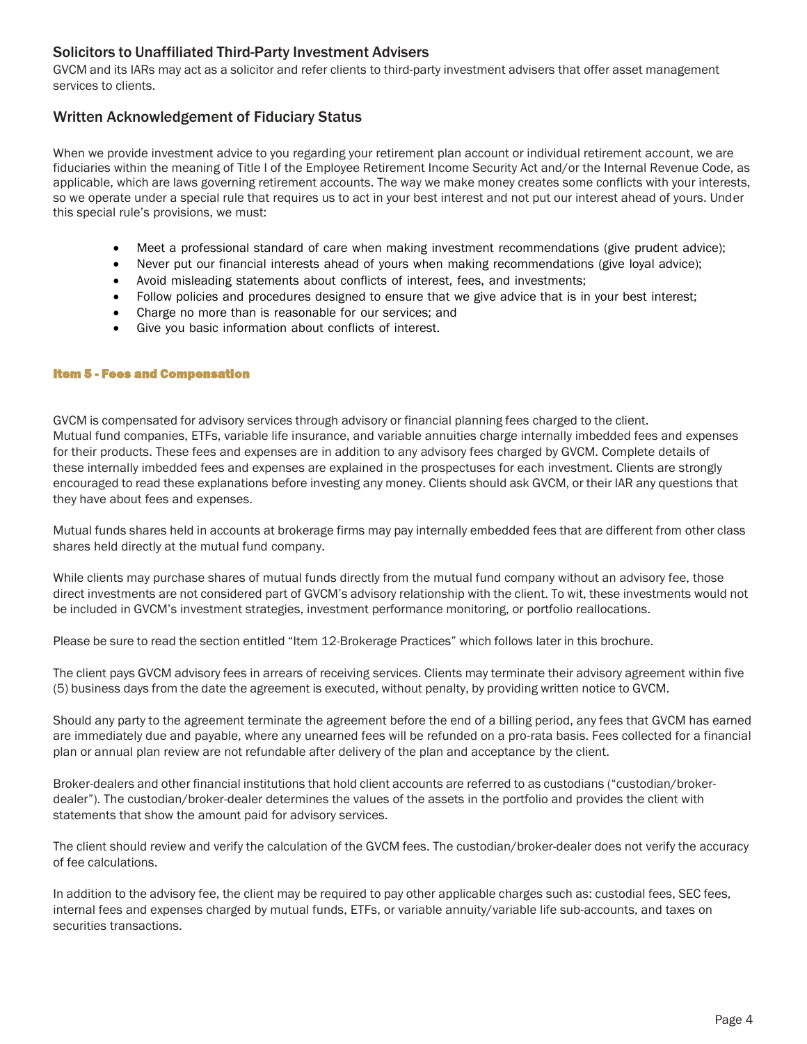### Solicitors to Unaffiliated Third-Party Investment Advisers

GVCM and its IARs may act as a solicitor and refer clients to third-party investment advisers that offer asset management services to clients.

### Written Acknowledgement of Fiduciary Status

When we provide investment advice to you regarding your retirement plan account or individual retirement account, we are fiduciaries within the meaning of Title I of the Employee Retirement Income Security Act and/or the Internal Revenue Code, as applicable, which are laws governing retirement accounts. The way we make money creates some conflicts with your interests, so we operate under a special rule that requires us to act in your best interest and not put our interest ahead of yours. Under this special rule's provisions, we must:

- Meet a professional standard of care when making investment recommendations (give prudent advice);
- Never put our financial interests ahead of yours when making recommendations (give loyal advice);
- Avoid misleading statements about conflicts of interest, fees, and investments;
- Follow policies and procedures designed to ensure that we give advice that is in your best interest;
- Charge no more than is reasonable for our services; and
- Give you basic information about conflicts of interest.

## Item 5 - Fees and Compensation

GVCM is compensated for advisory services through advisory or financial planning fees charged to the client. Mutual fund companies, ETFs, variable life insurance, and variable annuities charge internally imbedded fees and expenses for their products. These fees and expenses are in addition to any advisory fees charged by GVCM. Complete details of these internally imbedded fees and expenses are explained in the prospectuses for each investment. Clients are strongly encouraged to read these explanations before investing any money. Clients should ask GVCM, or their IAR any questions that they have about fees and expenses.

Mutual funds shares held in accounts at brokerage firms may pay internally embedded fees that are different from other class shares held directly at the mutual fund company.

While clients may purchase shares of mutual funds directly from the mutual fund company without an advisory fee, those direct investments are not considered part of GVCM's advisory relationship with the client. To wit, these investments would not be included in GVCM's investment strategies, investment performance monitoring, or portfolio reallocations.

Please be sure to read the section entitled "Item 12-Brokerage Practices" which follows later in this brochure.

The client pays GVCM advisory fees in arrears of receiving services. Clients may terminate their advisory agreement within five (5) business days from the date the agreement is executed, without penalty, by providing written notice to GVCM.

Should any party to the agreement terminate the agreement before the end of a billing period, any fees that GVCM has earned are immediately due and payable, where any unearned fees will be refunded on a pro-rata basis. Fees collected for a financial plan or annual plan review are not refundable after delivery of the plan and acceptance by the client.

Broker-dealers and other financial institutions that hold client accounts are referred to as custodians ("custodian/broker-dealer"). The custodian/broker-dealer determines the values of the assets in the portfolio and provides the client with statements that show the amount paid for advisory services.

The client should review and verify the calculation of the GVCM fees. The custodian/broker-dealer does not verify the accuracy of fee calculations.

In addition to the advisory fee, the client may be required to pay other applicable charges such as: custodial fees, SEC fees, internal fees and expenses charged by mutual funds, ETFs, or variable annuity/variable life sub-accounts, and taxes on securities transactions.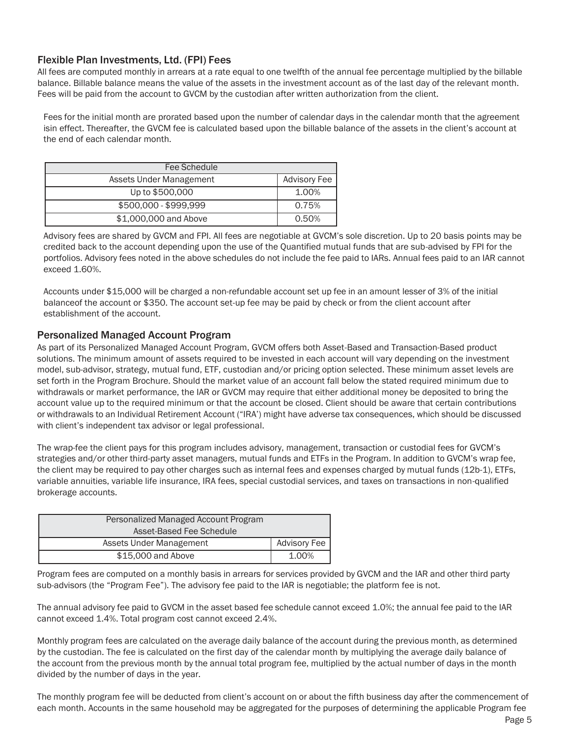### Flexible Plan Investments, Ltd. (FPI) Fees

All fees are computed monthly in arrears at a rate equal to one twelfth of the annual fee percentage multiplied by the billable balance. Billable balance means the value of the assets in the investment account as of the last day of the relevant month. Fees will be paid from the account to GVCM by the custodian after written authorization from the client.

Fees for the initial month are prorated based upon the number of calendar days in the calendar month that the agreement isin effect. Thereafter, the GVCM fee is calculated based upon the billable balance of the assets in the client's account at the end of each calendar month.

| Fee Schedule | |
|---|---|
| Assets Under Management | Advisory Fee |
| Up to $500,000 | 1.00% |
| $500,000 - $999,999 | 0.75% |
| $1,000,000 and Above | 0.50% |

Advisory fees are shared by GVCM and FPI. All fees are negotiable at GVCM's sole discretion. Up to 20 basis points may be credited back to the account depending upon the use of the Quantified mutual funds that are sub-advised by FPI for the portfolios. Advisory fees noted in the above schedules do not include the fee paid to IARs. Annual fees paid to an IAR cannot exceed 1.60%.

Accounts under $15,000 will be charged a non-refundable account set up fee in an amount lesser of 3% of the initial balanceof the account or $350. The account set-up fee may be paid by check or from the client account after establishment of the account.

### Personalized Managed Account Program

As part of its Personalized Managed Account Program, GVCM offers both Asset-Based and Transaction-Based product solutions. The minimum amount of assets required to be invested in each account will vary depending on the investment model, sub-advisor, strategy, mutual fund, ETF, custodian and/or pricing option selected. These minimum asset levels are set forth in the Program Brochure. Should the market value of an account fall below the stated required minimum due to withdrawals or market performance, the IAR or GVCM may require that either additional money be deposited to bring the account value up to the required minimum or that the account be closed. Client should be aware that certain contributions or withdrawals to an Individual Retirement Account ("IRA') might have adverse tax consequences, which should be discussed with client's independent tax advisor or legal professional.

The wrap-fee the client pays for this program includes advisory, management, transaction or custodial fees for GVCM's strategies and/or other third-party asset managers, mutual funds and ETFs in the Program. In addition to GVCM's wrap fee, the client may be required to pay other charges such as internal fees and expenses charged by mutual funds (12b-1), ETFs, variable annuities, variable life insurance, IRA fees, special custodial services, and taxes on transactions in non-qualified brokerage accounts.

| Personalized Managed Account Program Asset-Based Fee Schedule | |
|---|---|
| Assets Under Management | Advisory Fee |
| $15,000 and Above | 1.00% |

Program fees are computed on a monthly basis in arrears for services provided by GVCM and the IAR and other third party sub-advisors (the "Program Fee"). The advisory fee paid to the IAR is negotiable; the platform fee is not.

The annual advisory fee paid to GVCM in the asset based fee schedule cannot exceed 1.0%; the annual fee paid to the IAR cannot exceed 1.4%. Total program cost cannot exceed 2.4%.

Monthly program fees are calculated on the average daily balance of the account during the previous month, as determined by the custodian. The fee is calculated on the first day of the calendar month by multiplying the average daily balance of the account from the previous month by the annual total program fee, multiplied by the actual number of days in the month divided by the number of days in the year.

The monthly program fee will be deducted from client's account on or about the fifth business day after the commencement of each month. Accounts in the same household may be aggregated for the purposes of determining the applicable Program fee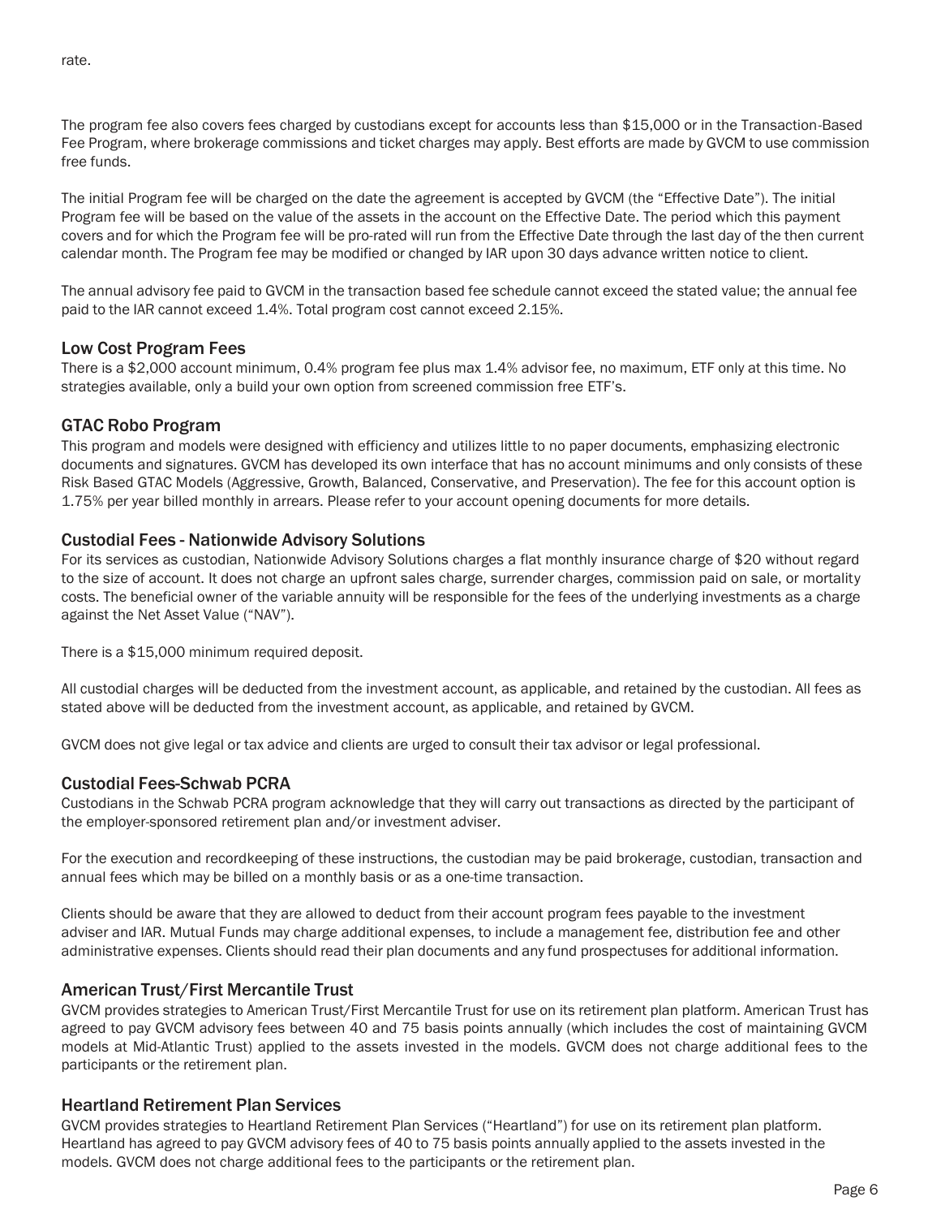rate.

The program fee also covers fees charged by custodians except for accounts less than $15,000 or in the Transaction-Based Fee Program, where brokerage commissions and ticket charges may apply. Best efforts are made by GVCM to use commission free funds.

The initial Program fee will be charged on the date the agreement is accepted by GVCM (the "Effective Date"). The initial Program fee will be based on the value of the assets in the account on the Effective Date. The period which this payment covers and for which the Program fee will be pro-rated will run from the Effective Date through the last day of the then current calendar month. The Program fee may be modified or changed by IAR upon 30 days advance written notice to client.

The annual advisory fee paid to GVCM in the transaction based fee schedule cannot exceed the stated value; the annual fee paid to the IAR cannot exceed 1.4%. Total program cost cannot exceed 2.15%.

### Low Cost Program Fees

There is a $2,000 account minimum, 0.4% program fee plus max 1.4% advisor fee, no maximum, ETF only at this time. No strategies available, only a build your own option from screened commission free ETF's.

### GTAC Robo Program

This program and models were designed with efficiency and utilizes little to no paper documents, emphasizing electronic documents and signatures. GVCM has developed its own interface that has no account minimums and only consists of these Risk Based GTAC Models (Aggressive, Growth, Balanced, Conservative, and Preservation). The fee for this account option is 1.75% per year billed monthly in arrears. Please refer to your account opening documents for more details.

### Custodial Fees - Nationwide Advisory Solutions

For its services as custodian, Nationwide Advisory Solutions charges a flat monthly insurance charge of $20 without regard to the size of account. It does not charge an upfront sales charge, surrender charges, commission paid on sale, or mortality costs. The beneficial owner of the variable annuity will be responsible for the fees of the underlying investments as a charge against the Net Asset Value ("NAV").

There is a $15,000 minimum required deposit.

All custodial charges will be deducted from the investment account, as applicable, and retained by the custodian. All fees as stated above will be deducted from the investment account, as applicable, and retained by GVCM.

GVCM does not give legal or tax advice and clients are urged to consult their tax advisor or legal professional.

### Custodial Fees-Schwab PCRA

Custodians in the Schwab PCRA program acknowledge that they will carry out transactions as directed by the participant of the employer-sponsored retirement plan and/or investment adviser.

For the execution and recordkeeping of these instructions, the custodian may be paid brokerage, custodian, transaction and annual fees which may be billed on a monthly basis or as a one-time transaction.

Clients should be aware that they are allowed to deduct from their account program fees payable to the investment adviser and IAR. Mutual Funds may charge additional expenses, to include a management fee, distribution fee and other administrative expenses. Clients should read their plan documents and any fund prospectuses for additional information.

### American Trust/First Mercantile Trust

GVCM provides strategies to American Trust/First Mercantile Trust for use on its retirement plan platform. American Trust has agreed to pay GVCM advisory fees between 40 and 75 basis points annually (which includes the cost of maintaining GVCM models at Mid-Atlantic Trust) applied to the assets invested in the models. GVCM does not charge additional fees to the participants or the retirement plan.

### Heartland Retirement Plan Services

GVCM provides strategies to Heartland Retirement Plan Services ("Heartland") for use on its retirement plan platform. Heartland has agreed to pay GVCM advisory fees of 40 to 75 basis points annually applied to the assets invested in the models. GVCM does not charge additional fees to the participants or the retirement plan.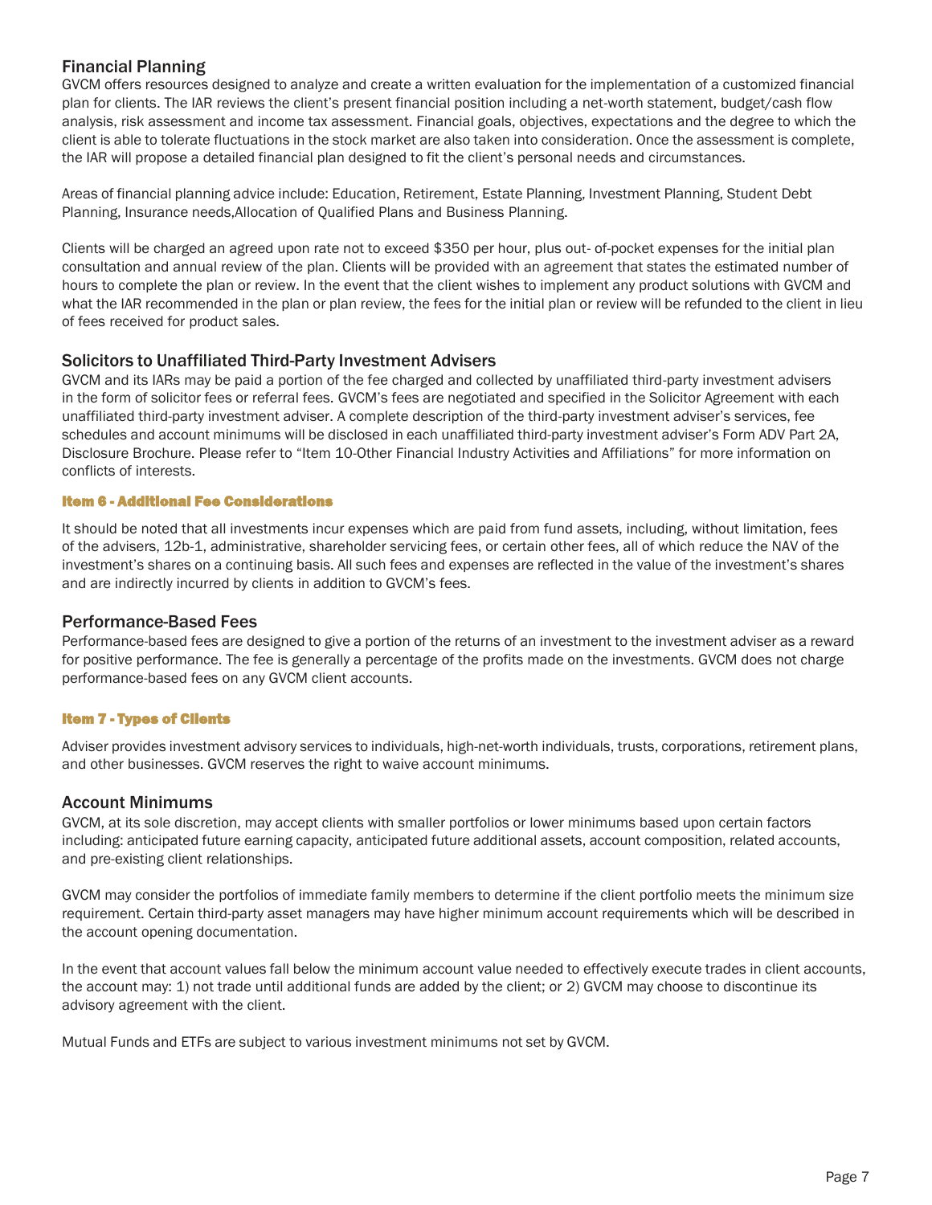### Financial Planning

GVCM offers resources designed to analyze and create a written evaluation for the implementation of a customized financial plan for clients. The IAR reviews the client's present financial position including a net-worth statement, budget/cash flow analysis, risk assessment and income tax assessment. Financial goals, objectives, expectations and the degree to which the client is able to tolerate fluctuations in the stock market are also taken into consideration. Once the assessment is complete, the IAR will propose a detailed financial plan designed to fit the client's personal needs and circumstances.

Areas of financial planning advice include: Education, Retirement, Estate Planning, Investment Planning, Student Debt Planning, Insurance needs,Allocation of Qualified Plans and Business Planning.

Clients will be charged an agreed upon rate not to exceed $350 per hour, plus out- of-pocket expenses for the initial plan consultation and annual review of the plan. Clients will be provided with an agreement that states the estimated number of hours to complete the plan or review. In the event that the client wishes to implement any product solutions with GVCM and what the IAR recommended in the plan or plan review, the fees for the initial plan or review will be refunded to the client in lieu of fees received for product sales.

### Solicitors to Unaffiliated Third-Party Investment Advisers

GVCM and its IARs may be paid a portion of the fee charged and collected by unaffiliated third-party investment advisers in the form of solicitor fees or referral fees. GVCM's fees are negotiated and specified in the Solicitor Agreement with each unaffiliated third-party investment adviser. A complete description of the third-party investment adviser's services, fee schedules and account minimums will be disclosed in each unaffiliated third-party investment adviser's Form ADV Part 2A, Disclosure Brochure. Please refer to "Item 10-Other Financial Industry Activities and Affiliations" for more information on conflicts of interests.

## Item 6 - Additional Fee Considerations

It should be noted that all investments incur expenses which are paid from fund assets, including, without limitation, fees of the advisers, 12b-1, administrative, shareholder servicing fees, or certain other fees, all of which reduce the NAV of the investment's shares on a continuing basis. All such fees and expenses are reflected in the value of the investment's shares and are indirectly incurred by clients in addition to GVCM's fees.

### Performance-Based Fees

Performance-based fees are designed to give a portion of the returns of an investment to the investment adviser as a reward for positive performance. The fee is generally a percentage of the profits made on the investments. GVCM does not charge performance-based fees on any GVCM client accounts.

## Item 7 - Types of Clients

Adviser provides investment advisory services to individuals, high-net-worth individuals, trusts, corporations, retirement plans, and other businesses. GVCM reserves the right to waive account minimums.

### Account Minimums

GVCM, at its sole discretion, may accept clients with smaller portfolios or lower minimums based upon certain factors including: anticipated future earning capacity, anticipated future additional assets, account composition, related accounts, and pre-existing client relationships.

GVCM may consider the portfolios of immediate family members to determine if the client portfolio meets the minimum size requirement. Certain third-party asset managers may have higher minimum account requirements which will be described in the account opening documentation.

In the event that account values fall below the minimum account value needed to effectively execute trades in client accounts, the account may: 1) not trade until additional funds are added by the client; or 2) GVCM may choose to discontinue its advisory agreement with the client.

Mutual Funds and ETFs are subject to various investment minimums not set by GVCM.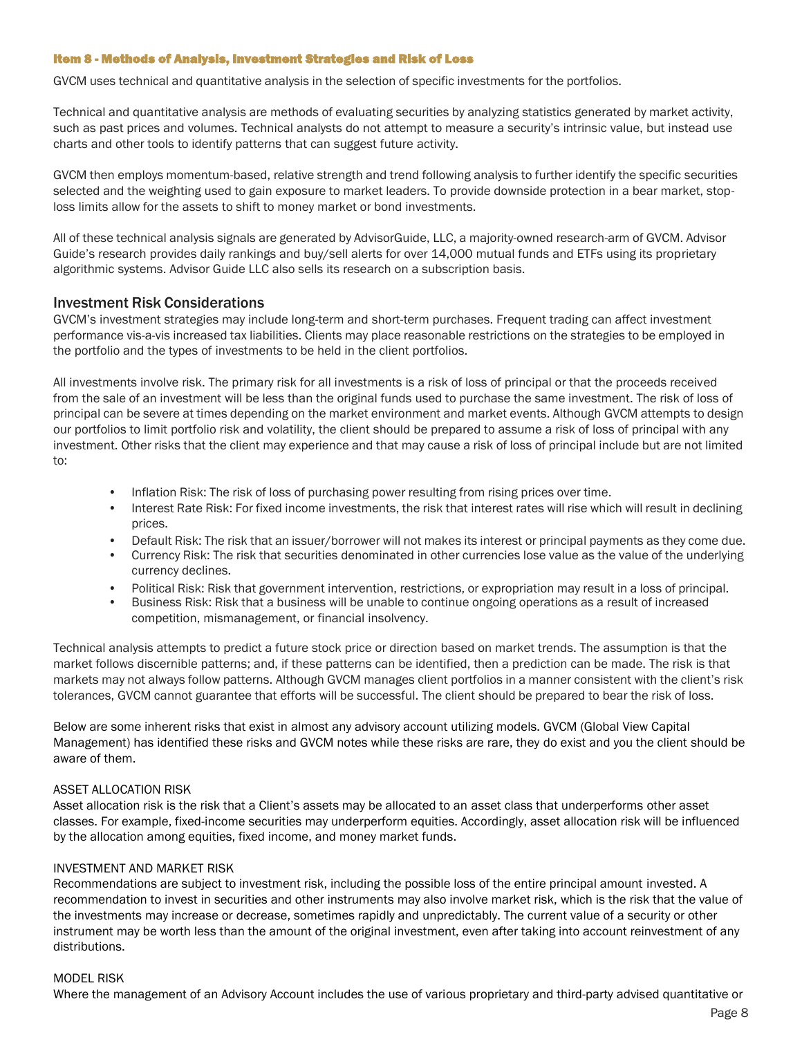## Item 8 - Methods of Analysis, Investment Strategies and Risk of Loss

GVCM uses technical and quantitative analysis in the selection of specific investments for the portfolios.

Technical and quantitative analysis are methods of evaluating securities by analyzing statistics generated by market activity, such as past prices and volumes. Technical analysts do not attempt to measure a security's intrinsic value, but instead use charts and other tools to identify patterns that can suggest future activity.

GVCM then employs momentum-based, relative strength and trend following analysis to further identify the specific securities selected and the weighting used to gain exposure to market leaders. To provide downside protection in a bear market, stop-loss limits allow for the assets to shift to money market or bond investments.

All of these technical analysis signals are generated by AdvisorGuide, LLC, a majority-owned research-arm of GVCM. Advisor Guide's research provides daily rankings and buy/sell alerts for over 14,000 mutual funds and ETFs using its proprietary algorithmic systems. Advisor Guide LLC also sells its research on a subscription basis.

### Investment Risk Considerations

GVCM's investment strategies may include long-term and short-term purchases. Frequent trading can affect investment performance vis-a-vis increased tax liabilities. Clients may place reasonable restrictions on the strategies to be employed in the portfolio and the types of investments to be held in the client portfolios.

All investments involve risk. The primary risk for all investments is a risk of loss of principal or that the proceeds received from the sale of an investment will be less than the original funds used to purchase the same investment. The risk of loss of principal can be severe at times depending on the market environment and market events. Although GVCM attempts to design our portfolios to limit portfolio risk and volatility, the client should be prepared to assume a risk of loss of principal with any investment. Other risks that the client may experience and that may cause a risk of loss of principal include but are not limited to:

- Inflation Risk: The risk of loss of purchasing power resulting from rising prices over time.
- Interest Rate Risk: For fixed income investments, the risk that interest rates will rise which will result in declining prices.
- Default Risk: The risk that an issuer/borrower will not makes its interest or principal payments as they come due.
- Currency Risk: The risk that securities denominated in other currencies lose value as the value of the underlying currency declines.
- Political Risk: Risk that government intervention, restrictions, or expropriation may result in a loss of principal.
- Business Risk: Risk that a business will be unable to continue ongoing operations as a result of increased competition, mismanagement, or financial insolvency.

Technical analysis attempts to predict a future stock price or direction based on market trends. The assumption is that the market follows discernible patterns; and, if these patterns can be identified, then a prediction can be made. The risk is that markets may not always follow patterns. Although GVCM manages client portfolios in a manner consistent with the client's risk tolerances, GVCM cannot guarantee that efforts will be successful. The client should be prepared to bear the risk of loss.

Below are some inherent risks that exist in almost any advisory account utilizing models. GVCM (Global View Capital Management) has identified these risks and GVCM notes while these risks are rare, they do exist and you the client should be aware of them.

ASSET ALLOCATION RISK

Asset allocation risk is the risk that a Client's assets may be allocated to an asset class that underperforms other asset classes. For example, fixed-income securities may underperform equities. Accordingly, asset allocation risk will be influenced by the allocation among equities, fixed income, and money market funds.

INVESTMENT AND MARKET RISK

Recommendations are subject to investment risk, including the possible loss of the entire principal amount invested. A recommendation to invest in securities and other instruments may also involve market risk, which is the risk that the value of the investments may increase or decrease, sometimes rapidly and unpredictably. The current value of a security or other instrument may be worth less than the amount of the original investment, even after taking into account reinvestment of any distributions.

MODEL RISK

Where the management of an Advisory Account includes the use of various proprietary and third-party advised quantitative or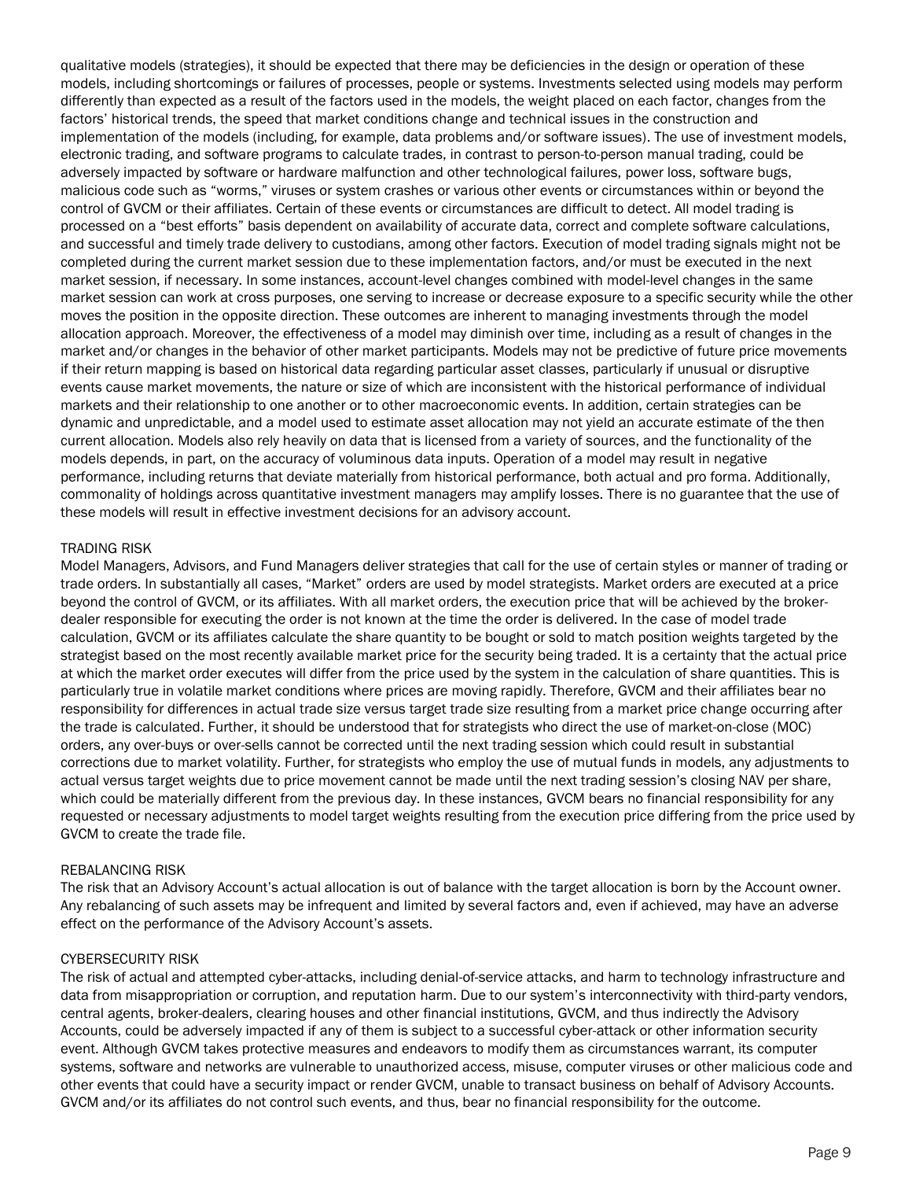qualitative models (strategies), it should be expected that there may be deficiencies in the design or operation of these models, including shortcomings or failures of processes, people or systems. Investments selected using models may perform differently than expected as a result of the factors used in the models, the weight placed on each factor, changes from the factors' historical trends, the speed that market conditions change and technical issues in the construction and implementation of the models (including, for example, data problems and/or software issues). The use of investment models, electronic trading, and software programs to calculate trades, in contrast to person-to-person manual trading, could be adversely impacted by software or hardware malfunction and other technological failures, power loss, software bugs, malicious code such as "worms," viruses or system crashes or various other events or circumstances within or beyond the control of GVCM or their affiliates. Certain of these events or circumstances are difficult to detect. All model trading is processed on a "best efforts" basis dependent on availability of accurate data, correct and complete software calculations, and successful and timely trade delivery to custodians, among other factors. Execution of model trading signals might not be completed during the current market session due to these implementation factors, and/or must be executed in the next market session, if necessary. In some instances, account-level changes combined with model-level changes in the same market session can work at cross purposes, one serving to increase or decrease exposure to a specific security while the other moves the position in the opposite direction. These outcomes are inherent to managing investments through the model allocation approach. Moreover, the effectiveness of a model may diminish over time, including as a result of changes in the market and/or changes in the behavior of other market participants. Models may not be predictive of future price movements if their return mapping is based on historical data regarding particular asset classes, particularly if unusual or disruptive events cause market movements, the nature or size of which are inconsistent with the historical performance of individual markets and their relationship to one another or to other macroeconomic events. In addition, certain strategies can be dynamic and unpredictable, and a model used to estimate asset allocation may not yield an accurate estimate of the then current allocation. Models also rely heavily on data that is licensed from a variety of sources, and the functionality of the models depends, in part, on the accuracy of voluminous data inputs. Operation of a model may result in negative performance, including returns that deviate materially from historical performance, both actual and pro forma. Additionally, commonality of holdings across quantitative investment managers may amplify losses. There is no guarantee that the use of these models will result in effective investment decisions for an advisory account.

TRADING RISK

Model Managers, Advisors, and Fund Managers deliver strategies that call for the use of certain styles or manner of trading or trade orders. In substantially all cases, "Market" orders are used by model strategists. Market orders are executed at a price beyond the control of GVCM, or its affiliates. With all market orders, the execution price that will be achieved by the broker-dealer responsible for executing the order is not known at the time the order is delivered. In the case of model trade calculation, GVCM or its affiliates calculate the share quantity to be bought or sold to match position weights targeted by the strategist based on the most recently available market price for the security being traded. It is a certainty that the actual price at which the market order executes will differ from the price used by the system in the calculation of share quantities. This is particularly true in volatile market conditions where prices are moving rapidly. Therefore, GVCM and their affiliates bear no responsibility for differences in actual trade size versus target trade size resulting from a market price change occurring after the trade is calculated. Further, it should be understood that for strategists who direct the use of market-on-close (MOC) orders, any over-buys or over-sells cannot be corrected until the next trading session which could result in substantial corrections due to market volatility. Further, for strategists who employ the use of mutual funds in models, any adjustments to actual versus target weights due to price movement cannot be made until the next trading session's closing NAV per share, which could be materially different from the previous day. In these instances, GVCM bears no financial responsibility for any requested or necessary adjustments to model target weights resulting from the execution price differing from the price used by GVCM to create the trade file.

REBALANCING RISK

The risk that an Advisory Account's actual allocation is out of balance with the target allocation is born by the Account owner. Any rebalancing of such assets may be infrequent and limited by several factors and, even if achieved, may have an adverse effect on the performance of the Advisory Account's assets.

CYBERSECURITY RISK

The risk of actual and attempted cyber-attacks, including denial-of-service attacks, and harm to technology infrastructure and data from misappropriation or corruption, and reputation harm. Due to our system's interconnectivity with third-party vendors, central agents, broker-dealers, clearing houses and other financial institutions, GVCM, and thus indirectly the Advisory Accounts, could be adversely impacted if any of them is subject to a successful cyber-attack or other information security event. Although GVCM takes protective measures and endeavors to modify them as circumstances warrant, its computer systems, software and networks are vulnerable to unauthorized access, misuse, computer viruses or other malicious code and other events that could have a security impact or render GVCM, unable to transact business on behalf of Advisory Accounts. GVCM and/or its affiliates do not control such events, and thus, bear no financial responsibility for the outcome.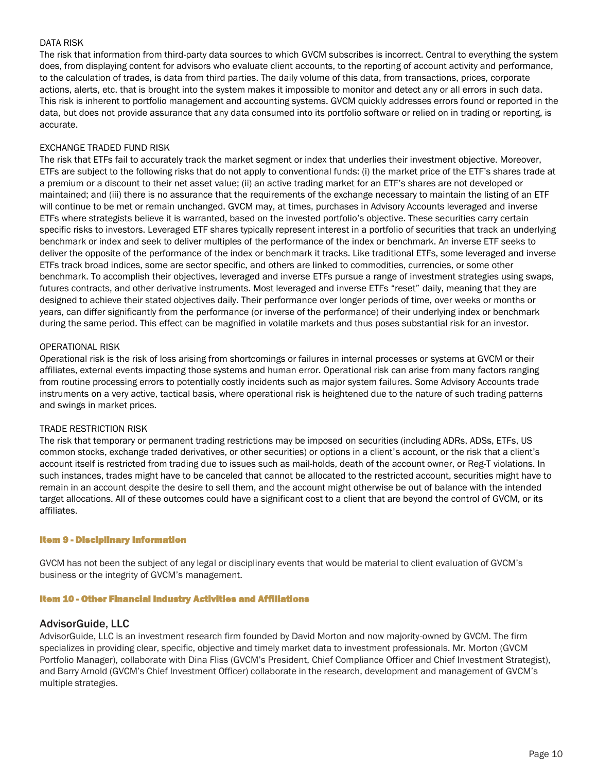DATA RISK

The risk that information from third-party data sources to which GVCM subscribes is incorrect. Central to everything the system does, from displaying content for advisors who evaluate client accounts, to the reporting of account activity and performance, to the calculation of trades, is data from third parties. The daily volume of this data, from transactions, prices, corporate actions, alerts, etc. that is brought into the system makes it impossible to monitor and detect any or all errors in such data. This risk is inherent to portfolio management and accounting systems. GVCM quickly addresses errors found or reported in the data, but does not provide assurance that any data consumed into its portfolio software or relied on in trading or reporting, is accurate.

EXCHANGE TRADED FUND RISK

The risk that ETFs fail to accurately track the market segment or index that underlies their investment objective. Moreover, ETFs are subject to the following risks that do not apply to conventional funds: (i) the market price of the ETF's shares trade at a premium or a discount to their net asset value; (ii) an active trading market for an ETF's shares are not developed or maintained; and (iii) there is no assurance that the requirements of the exchange necessary to maintain the listing of an ETF will continue to be met or remain unchanged. GVCM may, at times, purchases in Advisory Accounts leveraged and inverse ETFs where strategists believe it is warranted, based on the invested portfolio's objective. These securities carry certain specific risks to investors. Leveraged ETF shares typically represent interest in a portfolio of securities that track an underlying benchmark or index and seek to deliver multiples of the performance of the index or benchmark. An inverse ETF seeks to deliver the opposite of the performance of the index or benchmark it tracks. Like traditional ETFs, some leveraged and inverse ETFs track broad indices, some are sector specific, and others are linked to commodities, currencies, or some other benchmark. To accomplish their objectives, leveraged and inverse ETFs pursue a range of investment strategies using swaps, futures contracts, and other derivative instruments. Most leveraged and inverse ETFs "reset" daily, meaning that they are designed to achieve their stated objectives daily. Their performance over longer periods of time, over weeks or months or years, can differ significantly from the performance (or inverse of the performance) of their underlying index or benchmark during the same period. This effect can be magnified in volatile markets and thus poses substantial risk for an investor.

OPERATIONAL RISK

Operational risk is the risk of loss arising from shortcomings or failures in internal processes or systems at GVCM or their affiliates, external events impacting those systems and human error. Operational risk can arise from many factors ranging from routine processing errors to potentially costly incidents such as major system failures. Some Advisory Accounts trade instruments on a very active, tactical basis, where operational risk is heightened due to the nature of such trading patterns and swings in market prices.

TRADE RESTRICTION RISK

The risk that temporary or permanent trading restrictions may be imposed on securities (including ADRs, ADSs, ETFs, US common stocks, exchange traded derivatives, or other securities) or options in a client's account, or the risk that a client's account itself is restricted from trading due to issues such as mail-holds, death of the account owner, or Reg-T violations. In such instances, trades might have to be canceled that cannot be allocated to the restricted account, securities might have to remain in an account despite the desire to sell them, and the account might otherwise be out of balance with the intended target allocations. All of these outcomes could have a significant cost to a client that are beyond the control of GVCM, or its affiliates.

## Item 9 - Disciplinary Information

GVCM has not been the subject of any legal or disciplinary events that would be material to client evaluation of GVCM's business or the integrity of GVCM's management.

## Item 10 - Other Financial Industry Activities and Affiliations

### AdvisorGuide, LLC

AdvisorGuide, LLC is an investment research firm founded by David Morton and now majority-owned by GVCM. The firm specializes in providing clear, specific, objective and timely market data to investment professionals. Mr. Morton (GVCM Portfolio Manager), collaborate with Dina Fliss (GVCM's President, Chief Compliance Officer and Chief Investment Strategist), and Barry Arnold (GVCM's Chief Investment Officer) collaborate in the research, development and management of GVCM's multiple strategies.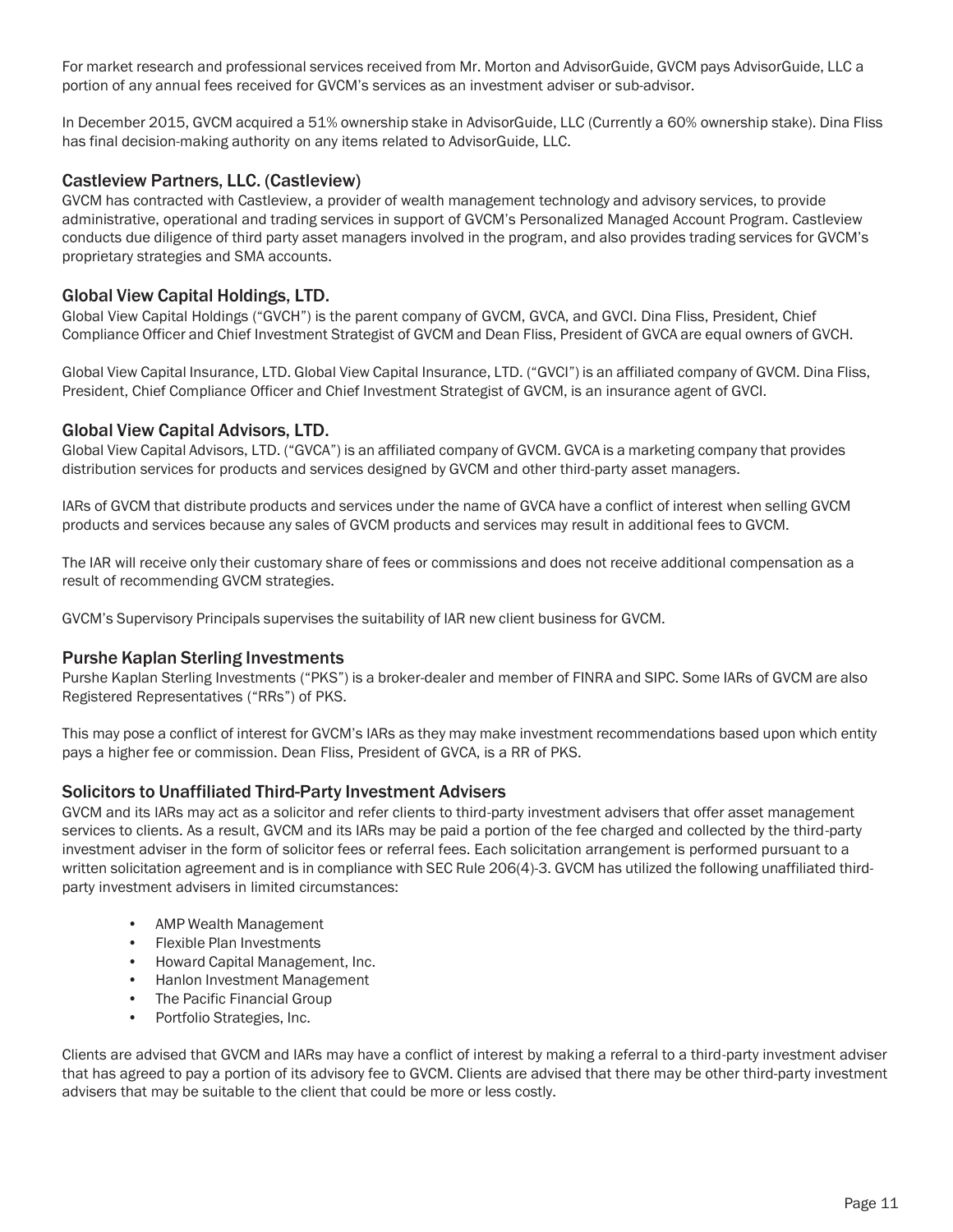For market research and professional services received from Mr. Morton and AdvisorGuide, GVCM pays AdvisorGuide, LLC a portion of any annual fees received for GVCM's services as an investment adviser or sub-advisor.

In December 2015, GVCM acquired a 51% ownership stake in AdvisorGuide, LLC (Currently a 60% ownership stake). Dina Fliss has final decision-making authority on any items related to AdvisorGuide, LLC.

### Castleview Partners, LLC. (Castleview)

GVCM has contracted with Castleview, a provider of wealth management technology and advisory services, to provide administrative, operational and trading services in support of GVCM's Personalized Managed Account Program. Castleview conducts due diligence of third party asset managers involved in the program, and also provides trading services for GVCM's proprietary strategies and SMA accounts.

### Global View Capital Holdings, LTD.

Global View Capital Holdings ("GVCH") is the parent company of GVCM, GVCA, and GVCI. Dina Fliss, President, Chief Compliance Officer and Chief Investment Strategist of GVCM and Dean Fliss, President of GVCA are equal owners of GVCH.

Global View Capital Insurance, LTD. Global View Capital Insurance, LTD. ("GVCI") is an affiliated company of GVCM. Dina Fliss, President, Chief Compliance Officer and Chief Investment Strategist of GVCM, is an insurance agent of GVCI.

### Global View Capital Advisors, LTD.

Global View Capital Advisors, LTD. ("GVCA") is an affiliated company of GVCM. GVCA is a marketing company that provides distribution services for products and services designed by GVCM and other third-party asset managers.

IARs of GVCM that distribute products and services under the name of GVCA have a conflict of interest when selling GVCM products and services because any sales of GVCM products and services may result in additional fees to GVCM.

The IAR will receive only their customary share of fees or commissions and does not receive additional compensation as a result of recommending GVCM strategies.

GVCM's Supervisory Principals supervises the suitability of IAR new client business for GVCM.

### Purshe Kaplan Sterling Investments

Purshe Kaplan Sterling Investments ("PKS") is a broker-dealer and member of FINRA and SIPC. Some IARs of GVCM are also Registered Representatives ("RRs") of PKS.

This may pose a conflict of interest for GVCM's IARs as they may make investment recommendations based upon which entity pays a higher fee or commission. Dean Fliss, President of GVCA, is a RR of PKS.

### Solicitors to Unaffiliated Third-Party Investment Advisers

GVCM and its IARs may act as a solicitor and refer clients to third-party investment advisers that offer asset management services to clients. As a result, GVCM and its IARs may be paid a portion of the fee charged and collected by the third-party investment adviser in the form of solicitor fees or referral fees. Each solicitation arrangement is performed pursuant to a written solicitation agreement and is in compliance with SEC Rule 206(4)-3. GVCM has utilized the following unaffiliated third-party investment advisers in limited circumstances:

- AMP Wealth Management
- Flexible Plan Investments
- Howard Capital Management, Inc.
- Hanlon Investment Management
- The Pacific Financial Group
- Portfolio Strategies, Inc.

Clients are advised that GVCM and IARs may have a conflict of interest by making a referral to a third-party investment adviser that has agreed to pay a portion of its advisory fee to GVCM. Clients are advised that there may be other third-party investment advisers that may be suitable to the client that could be more or less costly.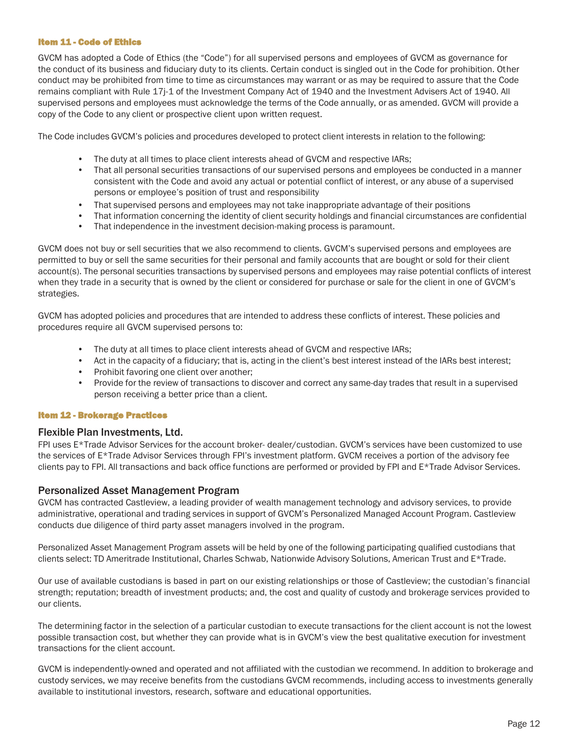## Item 11 - Code of Ethics

GVCM has adopted a Code of Ethics (the "Code") for all supervised persons and employees of GVCM as governance for the conduct of its business and fiduciary duty to its clients. Certain conduct is singled out in the Code for prohibition. Other conduct may be prohibited from time to time as circumstances may warrant or as may be required to assure that the Code remains compliant with Rule 17j-1 of the Investment Company Act of 1940 and the Investment Advisers Act of 1940. All supervised persons and employees must acknowledge the terms of the Code annually, or as amended. GVCM will provide a copy of the Code to any client or prospective client upon written request.

The Code includes GVCM's policies and procedures developed to protect client interests in relation to the following:

- The duty at all times to place client interests ahead of GVCM and respective IARs;
- That all personal securities transactions of our supervised persons and employees be conducted in a manner consistent with the Code and avoid any actual or potential conflict of interest, or any abuse of a supervised persons or employee's position of trust and responsibility
- That supervised persons and employees may not take inappropriate advantage of their positions
- That information concerning the identity of client security holdings and financial circumstances are confidential
- That independence in the investment decision-making process is paramount.

GVCM does not buy or sell securities that we also recommend to clients. GVCM's supervised persons and employees are permitted to buy or sell the same securities for their personal and family accounts that are bought or sold for their client account(s). The personal securities transactions by supervised persons and employees may raise potential conflicts of interest when they trade in a security that is owned by the client or considered for purchase or sale for the client in one of GVCM's strategies.

GVCM has adopted policies and procedures that are intended to address these conflicts of interest. These policies and procedures require all GVCM supervised persons to:

- The duty at all times to place client interests ahead of GVCM and respective IARs;
- Act in the capacity of a fiduciary; that is, acting in the client's best interest instead of the IARs best interest;
- Prohibit favoring one client over another;
- Provide for the review of transactions to discover and correct any same-day trades that result in a supervised person receiving a better price than a client.

## Item 12 - Brokerage Practices

### Flexible Plan Investments, Ltd.

FPI uses E*Trade Advisor Services for the account broker- dealer/custodian. GVCM's services have been customized to use the services of E*Trade Advisor Services through FPI's investment platform. GVCM receives a portion of the advisory fee clients pay to FPI. All transactions and back office functions are performed or provided by FPI and E*Trade Advisor Services.

### Personalized Asset Management Program

GVCM has contracted Castleview, a leading provider of wealth management technology and advisory services, to provide administrative, operational and trading services in support of GVCM's Personalized Managed Account Program. Castleview conducts due diligence of third party asset managers involved in the program.

Personalized Asset Management Program assets will be held by one of the following participating qualified custodians that clients select: TD Ameritrade Institutional, Charles Schwab, Nationwide Advisory Solutions, American Trust and E*Trade.

Our use of available custodians is based in part on our existing relationships or those of Castleview; the custodian's financial strength; reputation; breadth of investment products; and, the cost and quality of custody and brokerage services provided to our clients.

The determining factor in the selection of a particular custodian to execute transactions for the client account is not the lowest possible transaction cost, but whether they can provide what is in GVCM's view the best qualitative execution for investment transactions for the client account.

GVCM is independently-owned and operated and not affiliated with the custodian we recommend. In addition to brokerage and custody services, we may receive benefits from the custodians GVCM recommends, including access to investments generally available to institutional investors, research, software and educational opportunities.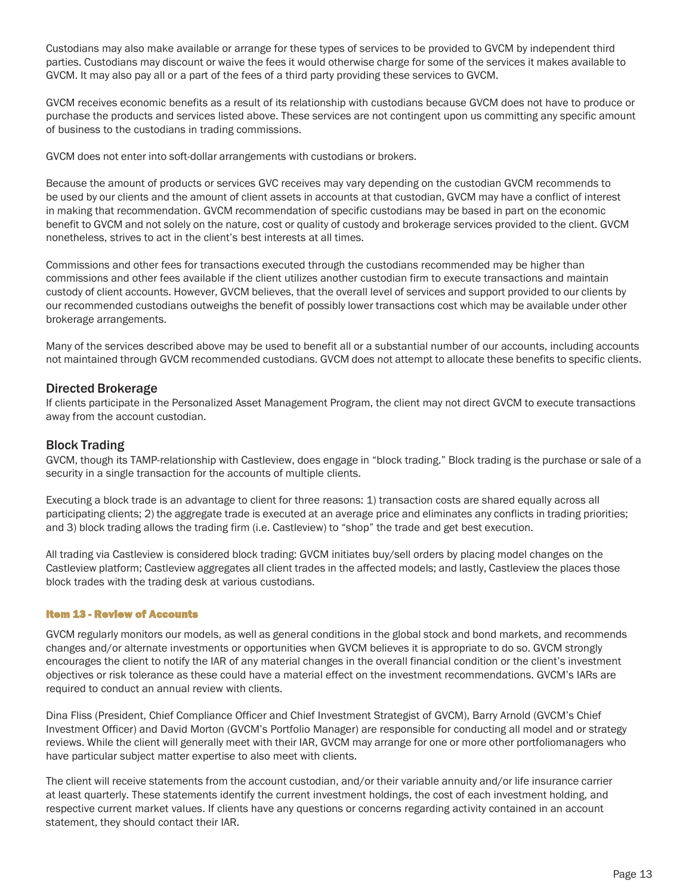Custodians may also make available or arrange for these types of services to be provided to GVCM by independent third parties. Custodians may discount or waive the fees it would otherwise charge for some of the services it makes available to GVCM. It may also pay all or a part of the fees of a third party providing these services to GVCM.

GVCM receives economic benefits as a result of its relationship with custodians because GVCM does not have to produce or purchase the products and services listed above. These services are not contingent upon us committing any specific amount of business to the custodians in trading commissions.

GVCM does not enter into soft-dollar arrangements with custodians or brokers.

Because the amount of products or services GVC receives may vary depending on the custodian GVCM recommends to be used by our clients and the amount of client assets in accounts at that custodian, GVCM may have a conflict of interest in making that recommendation. GVCM recommendation of specific custodians may be based in part on the economic benefit to GVCM and not solely on the nature, cost or quality of custody and brokerage services provided to the client. GVCM nonetheless, strives to act in the client's best interests at all times.

Commissions and other fees for transactions executed through the custodians recommended may be higher than commissions and other fees available if the client utilizes another custodian firm to execute transactions and maintain custody of client accounts. However, GVCM believes, that the overall level of services and support provided to our clients by our recommended custodians outweighs the benefit of possibly lower transactions cost which may be available under other brokerage arrangements.

Many of the services described above may be used to benefit all or a substantial number of our accounts, including accounts not maintained through GVCM recommended custodians. GVCM does not attempt to allocate these benefits to specific clients.

### Directed Brokerage

If clients participate in the Personalized Asset Management Program, the client may not direct GVCM to execute transactions away from the account custodian.

### Block Trading

GVCM, though its TAMP-relationship with Castleview, does engage in "block trading." Block trading is the purchase or sale of a security in a single transaction for the accounts of multiple clients.

Executing a block trade is an advantage to client for three reasons: 1) transaction costs are shared equally across all participating clients; 2) the aggregate trade is executed at an average price and eliminates any conflicts in trading priorities; and 3) block trading allows the trading firm (i.e. Castleview) to "shop" the trade and get best execution.

All trading via Castleview is considered block trading: GVCM initiates buy/sell orders by placing model changes on the Castleview platform; Castleview aggregates all client trades in the affected models; and lastly, Castleview the places those block trades with the trading desk at various custodians.

## Item 13 - Review of Accounts

GVCM regularly monitors our models, as well as general conditions in the global stock and bond markets, and recommends changes and/or alternate investments or opportunities when GVCM believes it is appropriate to do so. GVCM strongly encourages the client to notify the IAR of any material changes in the overall financial condition or the client's investment objectives or risk tolerance as these could have a material effect on the investment recommendations. GVCM's IARs are required to conduct an annual review with clients.

Dina Fliss (President, Chief Compliance Officer and Chief Investment Strategist of GVCM), Barry Arnold (GVCM's Chief Investment Officer) and David Morton (GVCM's Portfolio Manager) are responsible for conducting all model and or strategy reviews. While the client will generally meet with their IAR, GVCM may arrange for one or more other portfoliomanagers who have particular subject matter expertise to also meet with clients.

The client will receive statements from the account custodian, and/or their variable annuity and/or life insurance carrier at least quarterly. These statements identify the current investment holdings, the cost of each investment holding, and respective current market values. If clients have any questions or concerns regarding activity contained in an account statement, they should contact their IAR.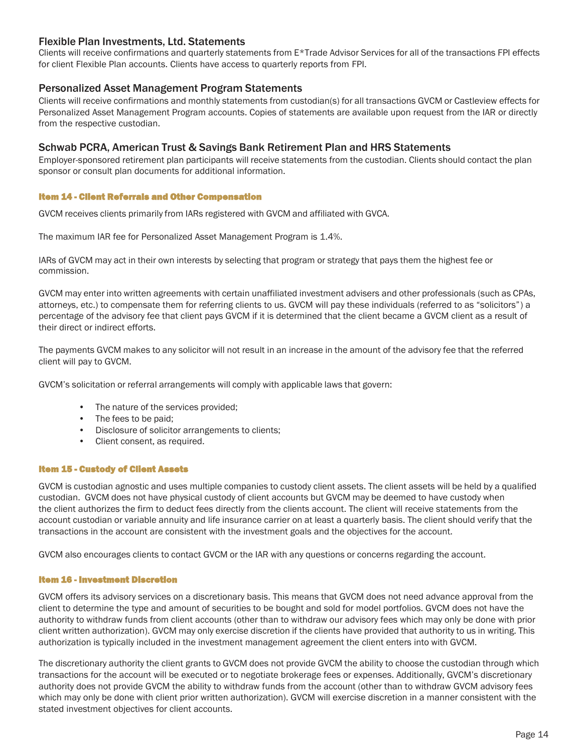### Flexible Plan Investments, Ltd. Statements

Clients will receive confirmations and quarterly statements from E*Trade Advisor Services for all of the transactions FPI effects for client Flexible Plan accounts. Clients have access to quarterly reports from FPI.

### Personalized Asset Management Program Statements

Clients will receive confirmations and monthly statements from custodian(s) for all transactions GVCM or Castleview effects for Personalized Asset Management Program accounts. Copies of statements are available upon request from the IAR or directly from the respective custodian.

### Schwab PCRA, American Trust & Savings Bank Retirement Plan and HRS Statements

Employer-sponsored retirement plan participants will receive statements from the custodian. Clients should contact the plan sponsor or consult plan documents for additional information.

## Item 14 - Client Referrals and Other Compensation

GVCM receives clients primarily from IARs registered with GVCM and affiliated with GVCA.

The maximum IAR fee for Personalized Asset Management Program is 1.4%.

IARs of GVCM may act in their own interests by selecting that program or strategy that pays them the highest fee or commission.

GVCM may enter into written agreements with certain unaffiliated investment advisers and other professionals (such as CPAs, attorneys, etc.) to compensate them for referring clients to us. GVCM will pay these individuals (referred to as "solicitors") a percentage of the advisory fee that client pays GVCM if it is determined that the client became a GVCM client as a result of their direct or indirect efforts.

The payments GVCM makes to any solicitor will not result in an increase in the amount of the advisory fee that the referred client will pay to GVCM.

GVCM's solicitation or referral arrangements will comply with applicable laws that govern:

- The nature of the services provided;
- The fees to be paid;
- Disclosure of solicitor arrangements to clients;
- Client consent, as required.

## Item 15 - Custody of Client Assets

GVCM is custodian agnostic and uses multiple companies to custody client assets. The client assets will be held by a qualified custodian. GVCM does not have physical custody of client accounts but GVCM may be deemed to have custody when the client authorizes the firm to deduct fees directly from the clients account. The client will receive statements from the account custodian or variable annuity and life insurance carrier on at least a quarterly basis. The client should verify that the transactions in the account are consistent with the investment goals and the objectives for the account.

GVCM also encourages clients to contact GVCM or the IAR with any questions or concerns regarding the account.

## Item 16 - Investment Discretion

GVCM offers its advisory services on a discretionary basis. This means that GVCM does not need advance approval from the client to determine the type and amount of securities to be bought and sold for model portfolios. GVCM does not have the authority to withdraw funds from client accounts (other than to withdraw our advisory fees which may only be done with prior client written authorization). GVCM may only exercise discretion if the clients have provided that authority to us in writing. This authorization is typically included in the investment management agreement the client enters into with GVCM.

The discretionary authority the client grants to GVCM does not provide GVCM the ability to choose the custodian through which transactions for the account will be executed or to negotiate brokerage fees or expenses. Additionally, GVCM's discretionary authority does not provide GVCM the ability to withdraw funds from the account (other than to withdraw GVCM advisory fees which may only be done with client prior written authorization). GVCM will exercise discretion in a manner consistent with the stated investment objectives for client accounts.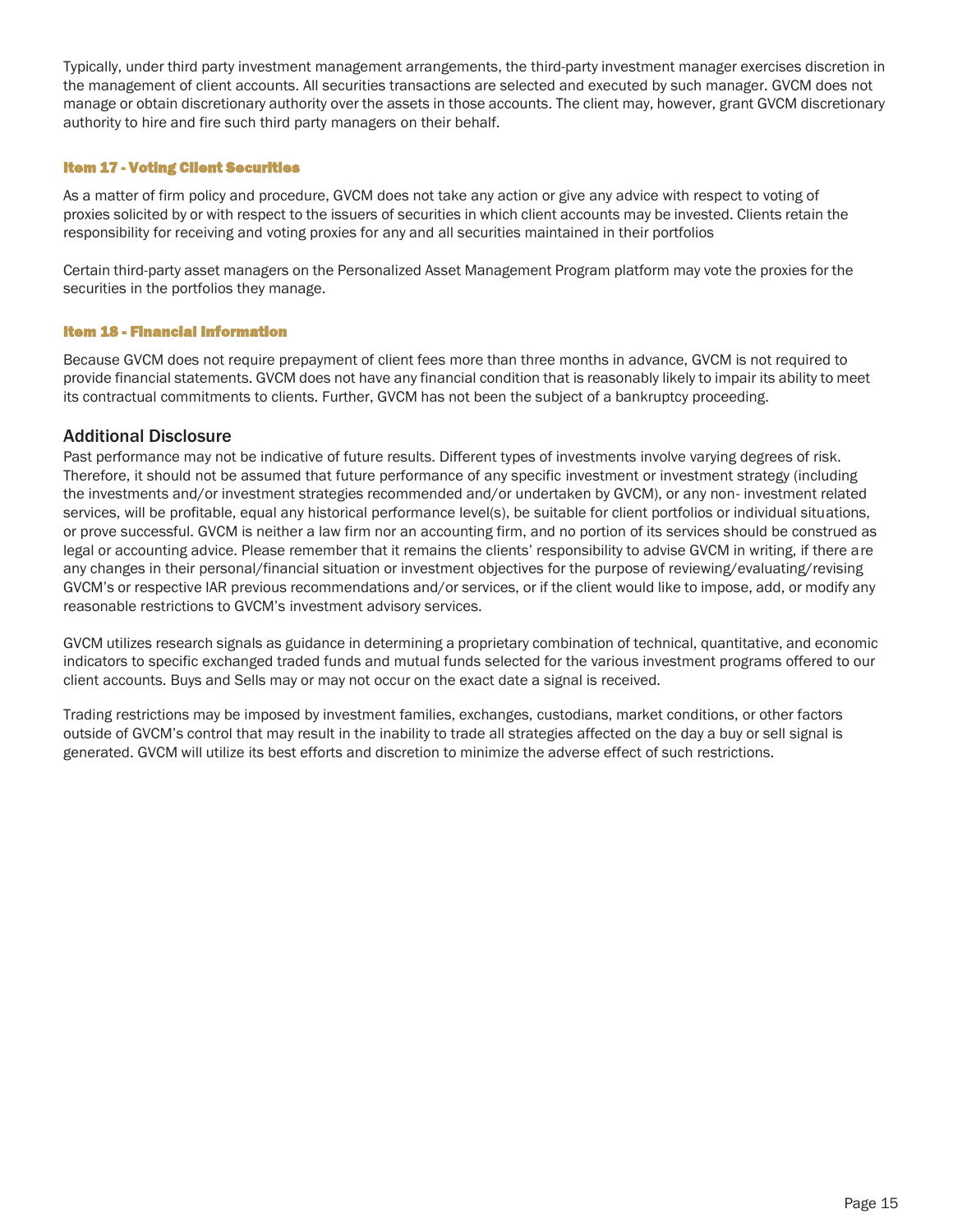Typically, under third party investment management arrangements, the third-party investment manager exercises discretion in the management of client accounts. All securities transactions are selected and executed by such manager. GVCM does not manage or obtain discretionary authority over the assets in those accounts. The client may, however, grant GVCM discretionary authority to hire and fire such third party managers on their behalf.

### Item 17 - Voting Client Securities

As a matter of firm policy and procedure, GVCM does not take any action or give any advice with respect to voting of proxies solicited by or with respect to the issuers of securities in which client accounts may be invested. Clients retain the responsibility for receiving and voting proxies for any and all securities maintained in their portfolios

Certain third-party asset managers on the Personalized Asset Management Program platform may vote the proxies for the securities in the portfolios they manage.

### Item 18 - Financial Information

Because GVCM does not require prepayment of client fees more than three months in advance, GVCM is not required to provide financial statements. GVCM does not have any financial condition that is reasonably likely to impair its ability to meet its contractual commitments to clients. Further, GVCM has not been the subject of a bankruptcy proceeding.

## Additional Disclosure

Past performance may not be indicative of future results. Different types of investments involve varying degrees of risk. Therefore, it should not be assumed that future performance of any specific investment or investment strategy (including the investments and/or investment strategies recommended and/or undertaken by GVCM), or any non- investment related services, will be profitable, equal any historical performance level(s), be suitable for client portfolios or individual situations, or prove successful. GVCM is neither a law firm nor an accounting firm, and no portion of its services should be construed as legal or accounting advice. Please remember that it remains the clients' responsibility to advise GVCM in writing, if there are any changes in their personal/financial situation or investment objectives for the purpose of reviewing/evaluating/revising GVCM's or respective IAR previous recommendations and/or services, or if the client would like to impose, add, or modify any reasonable restrictions to GVCM's investment advisory services.

GVCM utilizes research signals as guidance in determining a proprietary combination of technical, quantitative, and economic indicators to specific exchanged traded funds and mutual funds selected for the various investment programs offered to our client accounts. Buys and Sells may or may not occur on the exact date a signal is received.

Trading restrictions may be imposed by investment families, exchanges, custodians, market conditions, or other factors outside of GVCM's control that may result in the inability to trade all strategies affected on the day a buy or sell signal is generated. GVCM will utilize its best efforts and discretion to minimize the adverse effect of such restrictions.